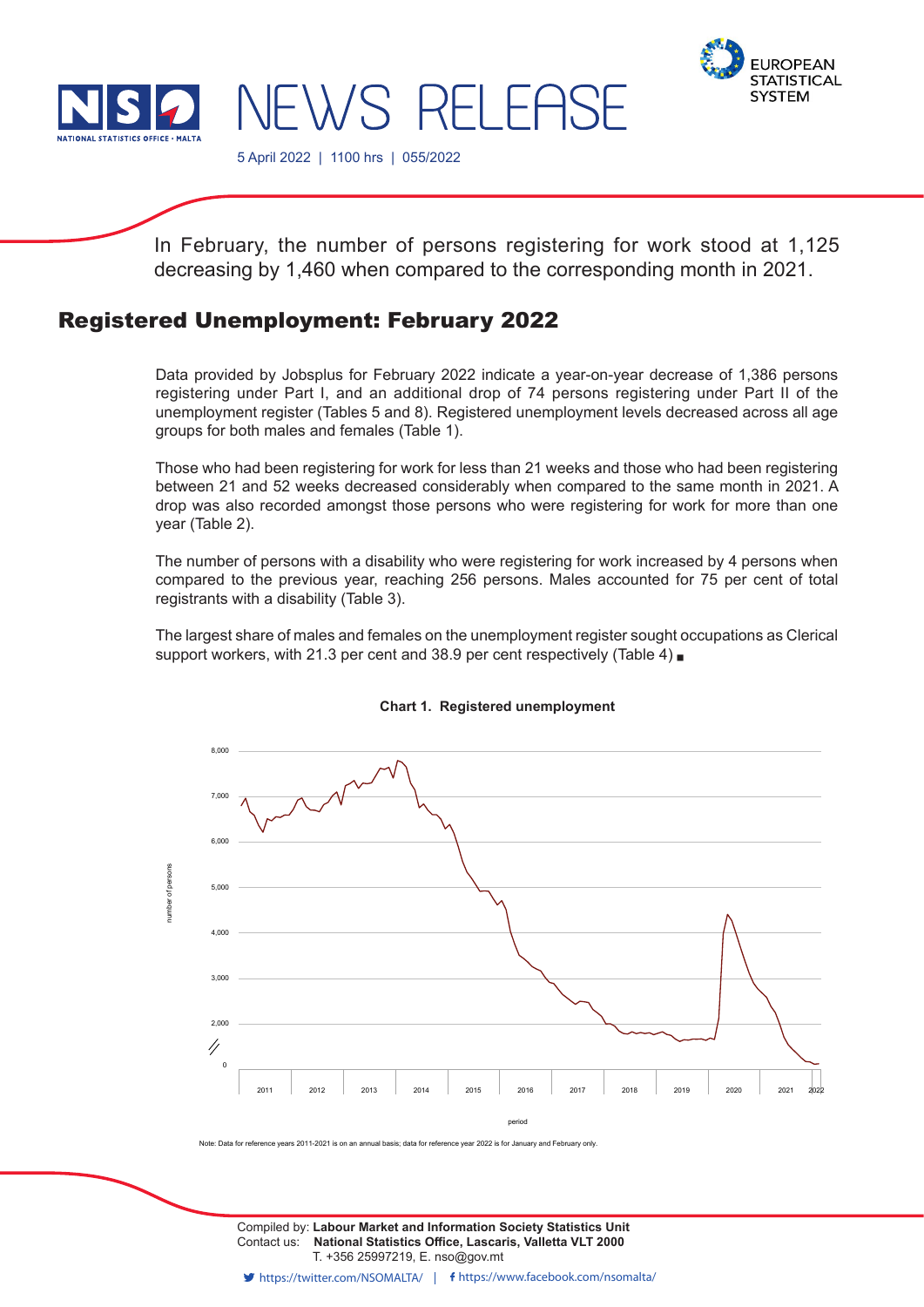# NEWS RELEASE

5 April 2022 | 1100 hrs | 055/2022

In February, the number of persons registering for work stood at 1,125 decreasing by 1,460 when compared to the corresponding month in 2021.

## Registered Unemployment: February 2022

Data provided by Jobsplus for February 2022 indicate a year-on-year decrease of 1,386 persons registering under Part I, and an additional drop of 74 persons registering under Part II of the unemployment register (Tables 5 and 8). Registered unemployment levels decreased across all age groups for both males and females (Table 1).

Those who had been registering for work for less than 21 weeks and those who had been registering between 21 and 52 weeks decreased considerably when compared to the same month in 2021. A drop was also recorded amongst those persons who were registering for work for more than one year (Table 2).

The number of persons with a disability who were registering for work increased by 4 persons when compared to the previous year, reaching 256 persons. Males accounted for 75 per cent of total registrants with a disability (Table 3).

The largest share of males and females on the unemployment register sought occupations as Clerical support workers, with 21.3 per cent and 38.9 per cent respectively (Table 4) ▪

**Chart 1. Registered unemployment**

Note: Data for reference years 2011-2021 is on an annual basis; data for reference year 2022 is for January and February only.

Compiled by: **Labour Market and Information Society Statistics Unit**
Contact us: **National Statistics Office, Lascaris, Valletta VLT 2000**
T. +356 25997219, E. nso@gov.mt

https://twitter.com/NSOMALTA/ | https://www.facebook.com/nsomalta/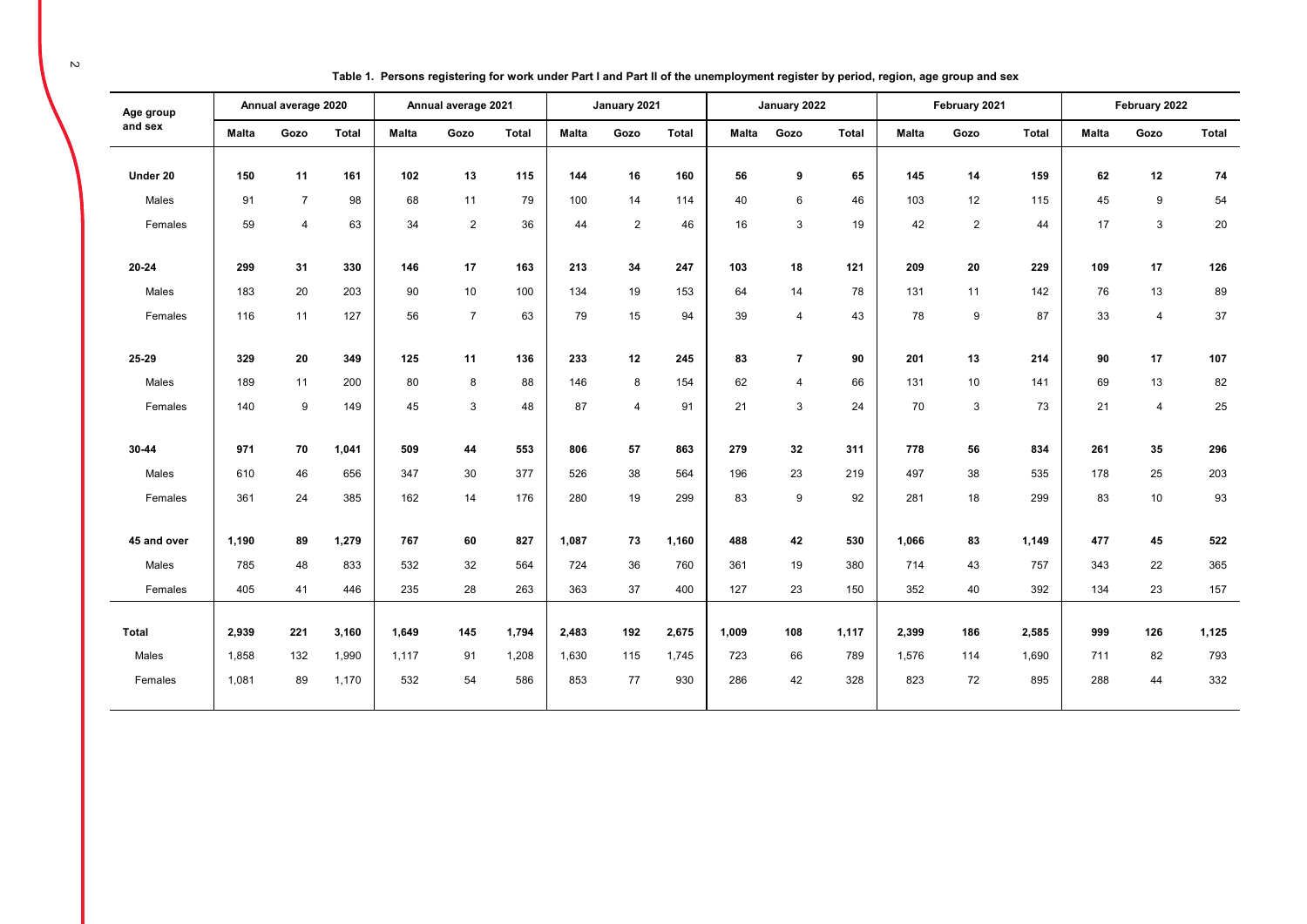**Table 1. Persons registering for work under Part I and Part II of the unemployment register by period, region, age group and sex**

| Age group and sex | Annual average 2020 | | | Annual average 2021 | | | January 2021 | | | January 2022 | | | February 2021 | | | February 2022 | | |
|---|---|---|---|---|---|---|---|---|---|---|---|---|---|---|---|---|---|---|
| | Malta | Gozo | Total | Malta | Gozo | Total | Malta | Gozo | Total | Malta | Gozo | Total | Malta | Gozo | Total | Malta | Gozo | Total |
| **Under 20** | **150** | **11** | **161** | **102** | **13** | **115** | **144** | **16** | **160** | **56** | **9** | **65** | **145** | **14** | **159** | **62** | **12** | **74** |
| Males | 91 | 7 | 98 | 68 | 11 | 79 | 100 | 14 | 114 | 40 | 6 | 46 | 103 | 12 | 115 | 45 | 9 | 54 |
| Females | 59 | 4 | 63 | 34 | 2 | 36 | 44 | 2 | 46 | 16 | 3 | 19 | 42 | 2 | 44 | 17 | 3 | 20 |
| **20-24** | **299** | **31** | **330** | **146** | **17** | **163** | **213** | **34** | **247** | **103** | **18** | **121** | **209** | **20** | **229** | **109** | **17** | **126** |
| Males | 183 | 20 | 203 | 90 | 10 | 100 | 134 | 19 | 153 | 64 | 14 | 78 | 131 | 11 | 142 | 76 | 13 | 89 |
| Females | 116 | 11 | 127 | 56 | 7 | 63 | 79 | 15 | 94 | 39 | 4 | 43 | 78 | 9 | 87 | 33 | 4 | 37 |
| **25-29** | **329** | **20** | **349** | **125** | **11** | **136** | **233** | **12** | **245** | **83** | **7** | **90** | **201** | **13** | **214** | **90** | **17** | **107** |
| Males | 189 | 11 | 200 | 80 | 8 | 88 | 146 | 8 | 154 | 62 | 4 | 66 | 131 | 10 | 141 | 69 | 13 | 82 |
| Females | 140 | 9 | 149 | 45 | 3 | 48 | 87 | 4 | 91 | 21 | 3 | 24 | 70 | 3 | 73 | 21 | 4 | 25 |
| **30-44** | **971** | **70** | **1,041** | **509** | **44** | **553** | **806** | **57** | **863** | **279** | **32** | **311** | **778** | **56** | **834** | **261** | **35** | **296** |
| Males | 610 | 46 | 656 | 347 | 30 | 377 | 526 | 38 | 564 | 196 | 23 | 219 | 497 | 38 | 535 | 178 | 25 | 203 |
| Females | 361 | 24 | 385 | 162 | 14 | 176 | 280 | 19 | 299 | 83 | 9 | 92 | 281 | 18 | 299 | 83 | 10 | 93 |
| **45 and over** | **1,190** | **89** | **1,279** | **767** | **60** | **827** | **1,087** | **73** | **1,160** | **488** | **42** | **530** | **1,066** | **83** | **1,149** | **477** | **45** | **522** |
| Males | 785 | 48 | 833 | 532 | 32 | 564 | 724 | 36 | 760 | 361 | 19 | 380 | 714 | 43 | 757 | 343 | 22 | 365 |
| Females | 405 | 41 | 446 | 235 | 28 | 263 | 363 | 37 | 400 | 127 | 23 | 150 | 352 | 40 | 392 | 134 | 23 | 157 |
| **Total** | **2,939** | **221** | **3,160** | **1,649** | **145** | **1,794** | **2,483** | **192** | **2,675** | **1,009** | **108** | **1,117** | **2,399** | **186** | **2,585** | **999** | **126** | **1,125** |
| Males | 1,858 | 132 | 1,990 | 1,117 | 91 | 1,208 | 1,630 | 115 | 1,745 | 723 | 66 | 789 | 1,576 | 114 | 1,690 | 711 | 82 | 793 |
| Females | 1,081 | 89 | 1,170 | 532 | 54 | 586 | 853 | 77 | 930 | 286 | 42 | 328 | 823 | 72 | 895 | 288 | 44 | 332 |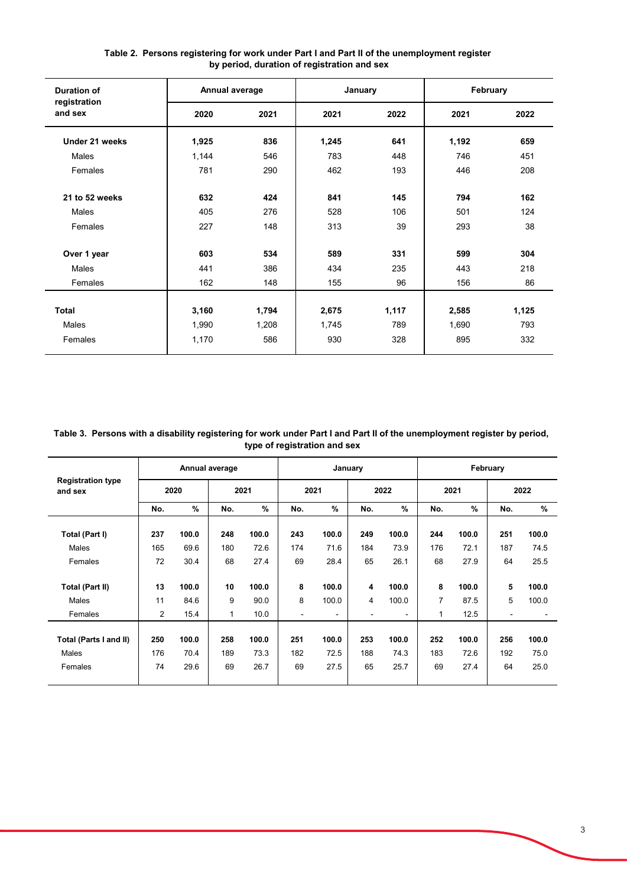**Table 2. Persons registering for work under Part I and Part II of the unemployment register by period, duration of registration and sex**

| Duration of registration and sex | Annual average | | January | | February | |
|---|---|---|---|---|---|---|
| | 2020 | 2021 | 2021 | 2022 | 2021 | 2022 |
| **Under 21 weeks** | **1,925** | **836** | **1,245** | **641** | **1,192** | **659** |
| Males | 1,144 | 546 | 783 | 448 | 746 | 451 |
| Females | 781 | 290 | 462 | 193 | 446 | 208 |
| **21 to 52 weeks** | **632** | **424** | **841** | **145** | **794** | **162** |
| Males | 405 | 276 | 528 | 106 | 501 | 124 |
| Females | 227 | 148 | 313 | 39 | 293 | 38 |
| **Over 1 year** | **603** | **534** | **589** | **331** | **599** | **304** |
| Males | 441 | 386 | 434 | 235 | 443 | 218 |
| Females | 162 | 148 | 155 | 96 | 156 | 86 |
| **Total** | **3,160** | **1,794** | **2,675** | **1,117** | **2,585** | **1,125** |
| Males | 1,990 | 1,208 | 1,745 | 789 | 1,690 | 793 |
| Females | 1,170 | 586 | 930 | 328 | 895 | 332 |

**Table 3. Persons with a disability registering for work under Part I and Part II of the unemployment register by period, type of registration and sex**

| Registration type and sex | Annual average | | | | January | | | | February | | | |
|---|---|---|---|---|---|---|---|---|---|---|---|---|
| | 2020 | | 2021 | | 2021 | | 2022 | | 2021 | | 2022 | |
| | No. | % | No. | % | No. | % | No. | % | No. | % | No. | % |
| **Total (Part I)** | **237** | **100.0** | **248** | **100.0** | **243** | **100.0** | **249** | **100.0** | **244** | **100.0** | **251** | **100.0** |
| Males | 165 | 69.6 | 180 | 72.6 | 174 | 71.6 | 184 | 73.9 | 176 | 72.1 | 187 | 74.5 |
| Females | 72 | 30.4 | 68 | 27.4 | 69 | 28.4 | 65 | 26.1 | 68 | 27.9 | 64 | 25.5 |
| **Total (Part II)** | **13** | **100.0** | **10** | **100.0** | **8** | **100.0** | **4** | **100.0** | **8** | **100.0** | **5** | **100.0** |
| Males | 11 | 84.6 | 9 | 90.0 | 8 | 100.0 | 4 | 100.0 | 7 | 87.5 | 5 | 100.0 |
| Females | 2 | 15.4 | 1 | 10.0 | - | - | - | - | 1 | 12.5 | - | - |
| **Total (Parts I and II)** | **250** | **100.0** | **258** | **100.0** | **251** | **100.0** | **253** | **100.0** | **252** | **100.0** | **256** | **100.0** |
| Males | 176 | 70.4 | 189 | 73.3 | 182 | 72.5 | 188 | 74.3 | 183 | 72.6 | 192 | 75.0 |
| Females | 74 | 29.6 | 69 | 26.7 | 69 | 27.5 | 65 | 25.7 | 69 | 27.4 | 64 | 25.0 |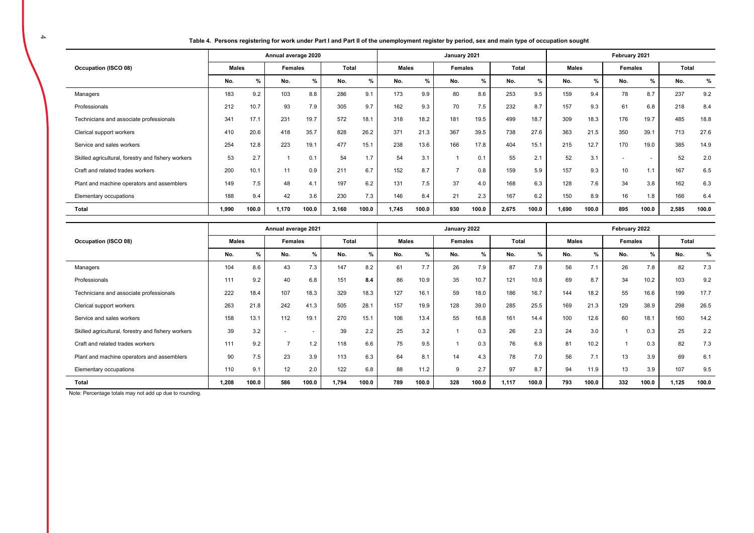**Table 4. Persons registering for work under Part I and Part II of the unemployment register by period, sex and main type of occupation sought**

| Occupation (ISCO 08) | Annual average 2020 | | | | | | January 2021 | | | | | | February 2021 | | | | | |
|---|---|---|---|---|---|---|---|---|---|---|---|---|---|---|---|---|---|---|
| | Males | | Females | | Total | | Males | | Females | | Total | | Males | | Females | | Total | |
| | No. | % | No. | % | No. | % | No. | % | No. | % | No. | % | No. | % | No. | % | No. | % |
| Managers | 183 | 9.2 | 103 | 8.8 | 286 | 9.1 | 173 | 9.9 | 80 | 8.6 | 253 | 9.5 | 159 | 9.4 | 78 | 8.7 | 237 | 9.2 |
| Professionals | 212 | 10.7 | 93 | 7.9 | 305 | 9.7 | 162 | 9.3 | 70 | 7.5 | 232 | 8.7 | 157 | 9.3 | 61 | 6.8 | 218 | 8.4 |
| Technicians and associate professionals | 341 | 17.1 | 231 | 19.7 | 572 | 18.1 | 318 | 18.2 | 181 | 19.5 | 499 | 18.7 | 309 | 18.3 | 176 | 19.7 | 485 | 18.8 |
| Clerical support workers | 410 | 20.6 | 418 | 35.7 | 828 | 26.2 | 371 | 21.3 | 367 | 39.5 | 738 | 27.6 | 363 | 21.5 | 350 | 39.1 | 713 | 27.6 |
| Service and sales workers | 254 | 12.8 | 223 | 19.1 | 477 | 15.1 | 238 | 13.6 | 166 | 17.8 | 404 | 15.1 | 215 | 12.7 | 170 | 19.0 | 385 | 14.9 |
| Skilled agricultural, forestry and fishery workers | 53 | 2.7 | 1 | 0.1 | 54 | 1.7 | 54 | 3.1 | 1 | 0.1 | 55 | 2.1 | 52 | 3.1 | - | - | 52 | 2.0 |
| Craft and related trades workers | 200 | 10.1 | 11 | 0.9 | 211 | 6.7 | 152 | 8.7 | 7 | 0.8 | 159 | 5.9 | 157 | 9.3 | 10 | 1.1 | 167 | 6.5 |
| Plant and machine operators and assemblers | 149 | 7.5 | 48 | 4.1 | 197 | 6.2 | 131 | 7.5 | 37 | 4.0 | 168 | 6.3 | 128 | 7.6 | 34 | 3.8 | 162 | 6.3 |
| Elementary occupations | 188 | 9.4 | 42 | 3.6 | 230 | 7.3 | 146 | 8.4 | 21 | 2.3 | 167 | 6.2 | 150 | 8.9 | 16 | 1.8 | 166 | 6.4 |
| **Total** | **1,990** | **100.0** | **1,170** | **100.0** | **3,160** | **100.0** | **1,745** | **100.0** | **930** | **100.0** | **2,675** | **100.0** | **1,690** | **100.0** | **895** | **100.0** | **2,585** | **100.0** |

| Occupation (ISCO 08) | Annual average 2021 | | | | | | January 2022 | | | | | | February 2022 | | | | | |
|---|---|---|---|---|---|---|---|---|---|---|---|---|---|---|---|---|---|---|
| | Males | | Females | | Total | | Males | | Females | | Total | | Males | | Females | | Total | |
| | No. | % | No. | % | No. | % | No. | % | No. | % | No. | % | No. | % | No. | % | No. | % |
| Managers | 104 | 8.6 | 43 | 7.3 | 147 | 8.2 | 61 | 7.7 | 26 | 7.9 | 87 | 7.8 | 56 | 7.1 | 26 | 7.8 | 82 | 7.3 |
| Professionals | 111 | 9.2 | 40 | 6.8 | 151 | **8.4** | 86 | 10.9 | 35 | 10.7 | 121 | 10.8 | 69 | 8.7 | 34 | 10.2 | 103 | 9.2 |
| Technicians and associate professionals | 222 | 18.4 | 107 | 18.3 | 329 | 18.3 | 127 | 16.1 | 59 | 18.0 | 186 | 16.7 | 144 | 18.2 | 55 | 16.6 | 199 | 17.7 |
| Clerical support workers | 263 | 21.8 | 242 | 41.3 | 505 | 28.1 | 157 | 19.9 | 128 | 39.0 | 285 | 25.5 | 169 | 21.3 | 129 | 38.9 | 298 | 26.5 |
| Service and sales workers | 158 | 13.1 | 112 | 19.1 | 270 | 15.1 | 106 | 13.4 | 55 | 16.8 | 161 | 14.4 | 100 | 12.6 | 60 | 18.1 | 160 | 14.2 |
| Skilled agricultural, forestry and fishery workers | 39 | 3.2 | - | - | 39 | 2.2 | 25 | 3.2 | 1 | 0.3 | 26 | 2.3 | 24 | 3.0 | 1 | 0.3 | 25 | 2.2 |
| Craft and related trades workers | 111 | 9.2 | 7 | 1.2 | 118 | 6.6 | 75 | 9.5 | 1 | 0.3 | 76 | 6.8 | 81 | 10.2 | 1 | 0.3 | 82 | 7.3 |
| Plant and machine operators and assemblers | 90 | 7.5 | 23 | 3.9 | 113 | 6.3 | 64 | 8.1 | 14 | 4.3 | 78 | 7.0 | 56 | 7.1 | 13 | 3.9 | 69 | 6.1 |
| Elementary occupations | 110 | 9.1 | 12 | 2.0 | 122 | 6.8 | 88 | 11.2 | 9 | 2.7 | 97 | 8.7 | 94 | 11.9 | 13 | 3.9 | 107 | 9.5 |
| **Total** | **1,208** | **100.0** | **586** | **100.0** | **1,794** | **100.0** | **789** | **100.0** | **328** | **100.0** | **1,117** | **100.0** | **793** | **100.0** | **332** | **100.0** | **1,125** | **100.0** |

Note: Percentage totals may not add up due to rounding.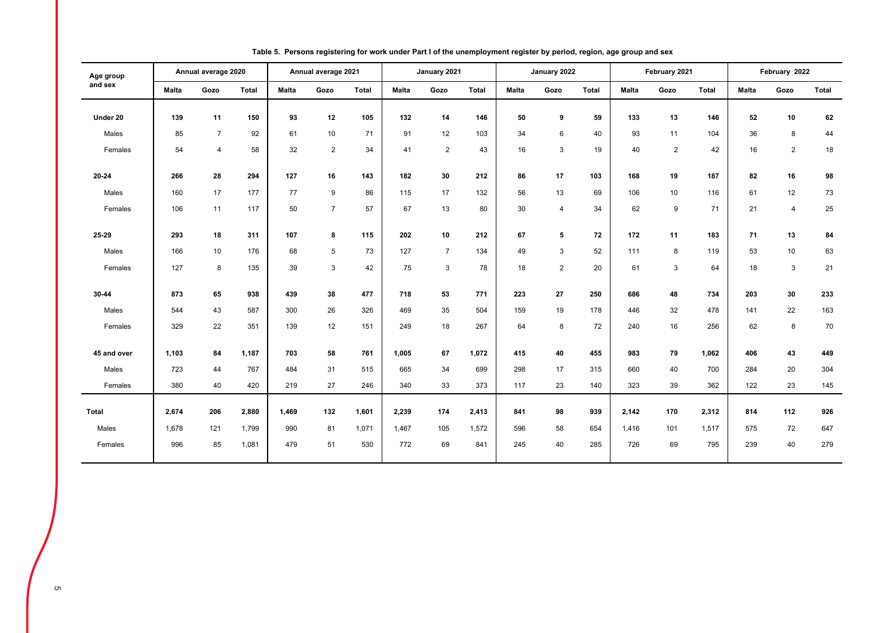**Table 5. Persons registering for work under Part I of the unemployment register by period, region, age group and sex**

| Age group and sex | Annual average 2020 | | | Annual average 2021 | | | January 2021 | | | January 2022 | | | February 2021 | | | February 2022 | | |
|---|---|---|---|---|---|---|---|---|---|---|---|---|---|---|---|---|---|---|
| | Malta | Gozo | Total | Malta | Gozo | Total | Malta | Gozo | Total | Malta | Gozo | Total | Malta | Gozo | Total | Malta | Gozo | Total |
| **Under 20** | **139** | **11** | **150** | **93** | **12** | **105** | **132** | **14** | **146** | **50** | **9** | **59** | **133** | **13** | **146** | **52** | **10** | **62** |
| Males | 85 | 7 | 92 | 61 | 10 | 71 | 91 | 12 | 103 | 34 | 6 | 40 | 93 | 11 | 104 | 36 | 8 | 44 |
| Females | 54 | 4 | 58 | 32 | 2 | 34 | 41 | 2 | 43 | 16 | 3 | 19 | 40 | 2 | 42 | 16 | 2 | 18 |
| **20-24** | **266** | **28** | **294** | **127** | **16** | **143** | **182** | **30** | **212** | **86** | **17** | **103** | **168** | **19** | **187** | **82** | **16** | **98** |
| Males | 160 | 17 | 177 | 77 | 9 | 86 | 115 | 17 | 132 | 56 | 13 | 69 | 106 | 10 | 116 | 61 | 12 | 73 |
| Females | 106 | 11 | 117 | 50 | 7 | 57 | 67 | 13 | 80 | 30 | 4 | 34 | 62 | 9 | 71 | 21 | 4 | 25 |
| **25-29** | **293** | **18** | **311** | **107** | **8** | **115** | **202** | **10** | **212** | **67** | **5** | **72** | **172** | **11** | **183** | **71** | **13** | **84** |
| Males | 166 | 10 | 176 | 68 | 5 | 73 | 127 | 7 | 134 | 49 | 3 | 52 | 111 | 8 | 119 | 53 | 10 | 63 |
| Females | 127 | 8 | 135 | 39 | 3 | 42 | 75 | 3 | 78 | 18 | 2 | 20 | 61 | 3 | 64 | 18 | 3 | 21 |
| **30-44** | **873** | **65** | **938** | **439** | **38** | **477** | **718** | **53** | **771** | **223** | **27** | **250** | **686** | **48** | **734** | **203** | **30** | **233** |
| Males | 544 | 43 | 587 | 300 | 26 | 326 | 469 | 35 | 504 | 159 | 19 | 178 | 446 | 32 | 478 | 141 | 22 | 163 |
| Females | 329 | 22 | 351 | 139 | 12 | 151 | 249 | 18 | 267 | 64 | 8 | 72 | 240 | 16 | 256 | 62 | 8 | 70 |
| **45 and over** | **1,103** | **84** | **1,187** | **703** | **58** | **761** | **1,005** | **67** | **1,072** | **415** | **40** | **455** | **983** | **79** | **1,062** | **406** | **43** | **449** |
| Males | 723 | 44 | 767 | 484 | 31 | 515 | 665 | 34 | 699 | 298 | 17 | 315 | 660 | 40 | 700 | 284 | 20 | 304 |
| Females | 380 | 40 | 420 | 219 | 27 | 246 | 340 | 33 | 373 | 117 | 23 | 140 | 323 | 39 | 362 | 122 | 23 | 145 |
| **Total** | **2,674** | **206** | **2,880** | **1,469** | **132** | **1,601** | **2,239** | **174** | **2,413** | **841** | **98** | **939** | **2,142** | **170** | **2,312** | **814** | **112** | **926** |
| Males | 1,678 | 121 | 1,799 | 990 | 81 | 1,071 | 1,467 | 105 | 1,572 | 596 | 58 | 654 | 1,416 | 101 | 1,517 | 575 | 72 | 647 |
| Females | 996 | 85 | 1,081 | 479 | 51 | 530 | 772 | 69 | 841 | 245 | 40 | 285 | 726 | 69 | 795 | 239 | 40 | 279 |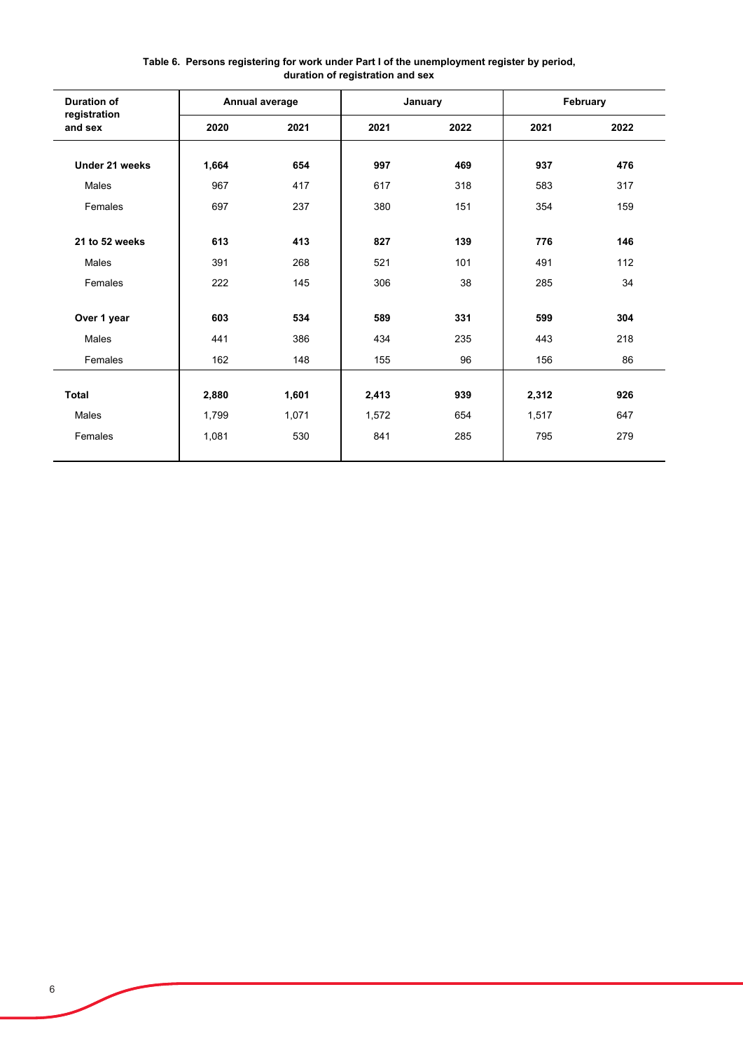**Table 6. Persons registering for work under Part I of the unemployment register by period, duration of registration and sex**

| Duration of registration and sex | Annual average | | January | | February | |
|---|---|---|---|---|---|---|
| | 2020 | 2021 | 2021 | 2022 | 2021 | 2022 |
| **Under 21 weeks** | **1,664** | **654** | **997** | **469** | **937** | **476** |
| Males | 967 | 417 | 617 | 318 | 583 | 317 |
| Females | 697 | 237 | 380 | 151 | 354 | 159 |
| **21 to 52 weeks** | **613** | **413** | **827** | **139** | **776** | **146** |
| Males | 391 | 268 | 521 | 101 | 491 | 112 |
| Females | 222 | 145 | 306 | 38 | 285 | 34 |
| **Over 1 year** | **603** | **534** | **589** | **331** | **599** | **304** |
| Males | 441 | 386 | 434 | 235 | 443 | 218 |
| Females | 162 | 148 | 155 | 96 | 156 | 86 |
| **Total** | **2,880** | **1,601** | **2,413** | **939** | **2,312** | **926** |
| Males | 1,799 | 1,071 | 1,572 | 654 | 1,517 | 647 |
| Females | 1,081 | 530 | 841 | 285 | 795 | 279 |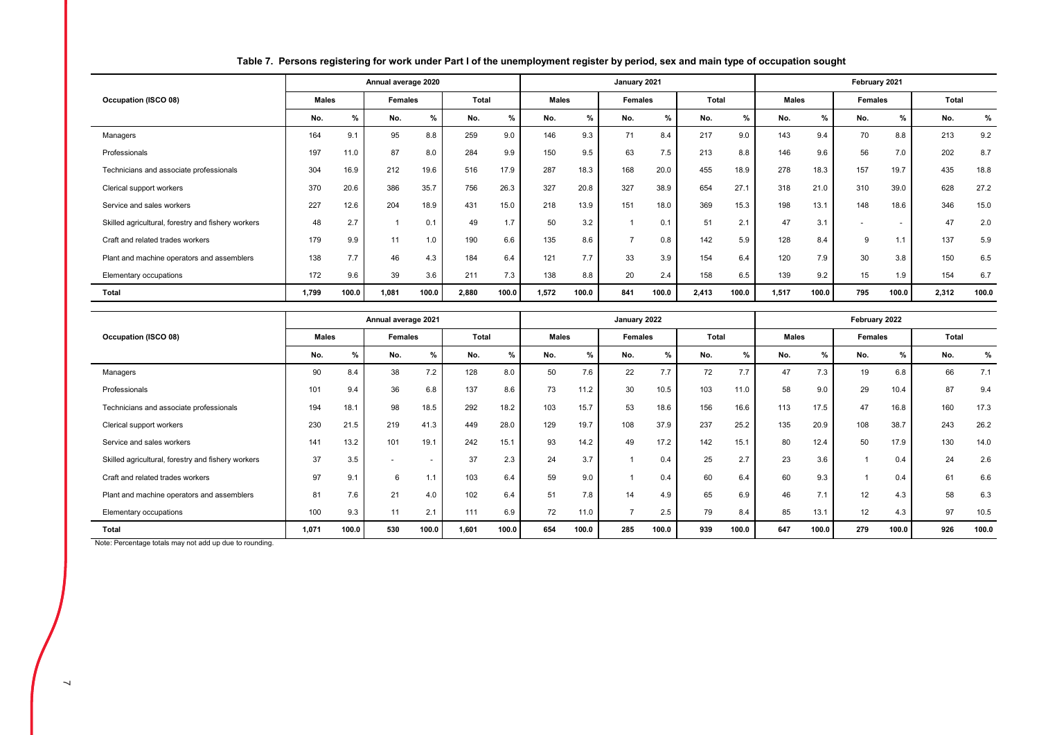**Table 7. Persons registering for work under Part I of the unemployment register by period, sex and main type of occupation sought**

| Occupation (ISCO 08) | Annual average 2020 | | | | | | January 2021 | | | | | | February 2021 | | | | | |
|---|---|---|---|---|---|---|---|---|---|---|---|---|---|---|---|---|---|---|
| | Males | | Females | | Total | | Males | | Females | | Total | | Males | | Females | | Total | |
| | No. | % | No. | % | No. | % | No. | % | No. | % | No. | % | No. | % | No. | % | No. | % |
| Managers | 164 | 9.1 | 95 | 8.8 | 259 | 9.0 | 146 | 9.3 | 71 | 8.4 | 217 | 9.0 | 143 | 9.4 | 70 | 8.8 | 213 | 9.2 |
| Professionals | 197 | 11.0 | 87 | 8.0 | 284 | 9.9 | 150 | 9.5 | 63 | 7.5 | 213 | 8.8 | 146 | 9.6 | 56 | 7.0 | 202 | 8.7 |
| Technicians and associate professionals | 304 | 16.9 | 212 | 19.6 | 516 | 17.9 | 287 | 18.3 | 168 | 20.0 | 455 | 18.9 | 278 | 18.3 | 157 | 19.7 | 435 | 18.8 |
| Clerical support workers | 370 | 20.6 | 386 | 35.7 | 756 | 26.3 | 327 | 20.8 | 327 | 38.9 | 654 | 27.1 | 318 | 21.0 | 310 | 39.0 | 628 | 27.2 |
| Service and sales workers | 227 | 12.6 | 204 | 18.9 | 431 | 15.0 | 218 | 13.9 | 151 | 18.0 | 369 | 15.3 | 198 | 13.1 | 148 | 18.6 | 346 | 15.0 |
| Skilled agricultural, forestry and fishery workers | 48 | 2.7 | 1 | 0.1 | 49 | 1.7 | 50 | 3.2 | 1 | 0.1 | 51 | 2.1 | 47 | 3.1 | - | - | 47 | 2.0 |
| Craft and related trades workers | 179 | 9.9 | 11 | 1.0 | 190 | 6.6 | 135 | 8.6 | 7 | 0.8 | 142 | 5.9 | 128 | 8.4 | 9 | 1.1 | 137 | 5.9 |
| Plant and machine operators and assemblers | 138 | 7.7 | 46 | 4.3 | 184 | 6.4 | 121 | 7.7 | 33 | 3.9 | 154 | 6.4 | 120 | 7.9 | 30 | 3.8 | 150 | 6.5 |
| Elementary occupations | 172 | 9.6 | 39 | 3.6 | 211 | 7.3 | 138 | 8.8 | 20 | 2.4 | 158 | 6.5 | 139 | 9.2 | 15 | 1.9 | 154 | 6.7 |
| **Total** | **1,799** | **100.0** | **1,081** | **100.0** | **2,880** | **100.0** | **1,572** | **100.0** | **841** | **100.0** | **2,413** | **100.0** | **1,517** | **100.0** | **795** | **100.0** | **2,312** | **100.0** |

| Occupation (ISCO 08) | Annual average 2021 | | | | | | January 2022 | | | | | | February 2022 | | | | | |
|---|---|---|---|---|---|---|---|---|---|---|---|---|---|---|---|---|---|---|
| | Males | | Females | | Total | | Males | | Females | | Total | | Males | | Females | | Total | |
| | No. | % | No. | % | No. | % | No. | % | No. | % | No. | % | No. | % | No. | % | No. | % |
| Managers | 90 | 8.4 | 38 | 7.2 | 128 | 8.0 | 50 | 7.6 | 22 | 7.7 | 72 | 7.7 | 47 | 7.3 | 19 | 6.8 | 66 | 7.1 |
| Professionals | 101 | 9.4 | 36 | 6.8 | 137 | 8.6 | 73 | 11.2 | 30 | 10.5 | 103 | 11.0 | 58 | 9.0 | 29 | 10.4 | 87 | 9.4 |
| Technicians and associate professionals | 194 | 18.1 | 98 | 18.5 | 292 | 18.2 | 103 | 15.7 | 53 | 18.6 | 156 | 16.6 | 113 | 17.5 | 47 | 16.8 | 160 | 17.3 |
| Clerical support workers | 230 | 21.5 | 219 | 41.3 | 449 | 28.0 | 129 | 19.7 | 108 | 37.9 | 237 | 25.2 | 135 | 20.9 | 108 | 38.7 | 243 | 26.2 |
| Service and sales workers | 141 | 13.2 | 101 | 19.1 | 242 | 15.1 | 93 | 14.2 | 49 | 17.2 | 142 | 15.1 | 80 | 12.4 | 50 | 17.9 | 130 | 14.0 |
| Skilled agricultural, forestry and fishery workers | 37 | 3.5 | - | - | 37 | 2.3 | 24 | 3.7 | 1 | 0.4 | 25 | 2.7 | 23 | 3.6 | 1 | 0.4 | 24 | 2.6 |
| Craft and related trades workers | 97 | 9.1 | 6 | 1.1 | 103 | 6.4 | 59 | 9.0 | 1 | 0.4 | 60 | 6.4 | 60 | 9.3 | 1 | 0.4 | 61 | 6.6 |
| Plant and machine operators and assemblers | 81 | 7.6 | 21 | 4.0 | 102 | 6.4 | 51 | 7.8 | 14 | 4.9 | 65 | 6.9 | 46 | 7.1 | 12 | 4.3 | 58 | 6.3 |
| Elementary occupations | 100 | 9.3 | 11 | 2.1 | 111 | 6.9 | 72 | 11.0 | 7 | 2.5 | 79 | 8.4 | 85 | 13.1 | 12 | 4.3 | 97 | 10.5 |
| **Total** | **1,071** | **100.0** | **530** | **100.0** | **1,601** | **100.0** | **654** | **100.0** | **285** | **100.0** | **939** | **100.0** | **647** | **100.0** | **279** | **100.0** | **926** | **100.0** |

Note: Percentage totals may not add up due to rounding.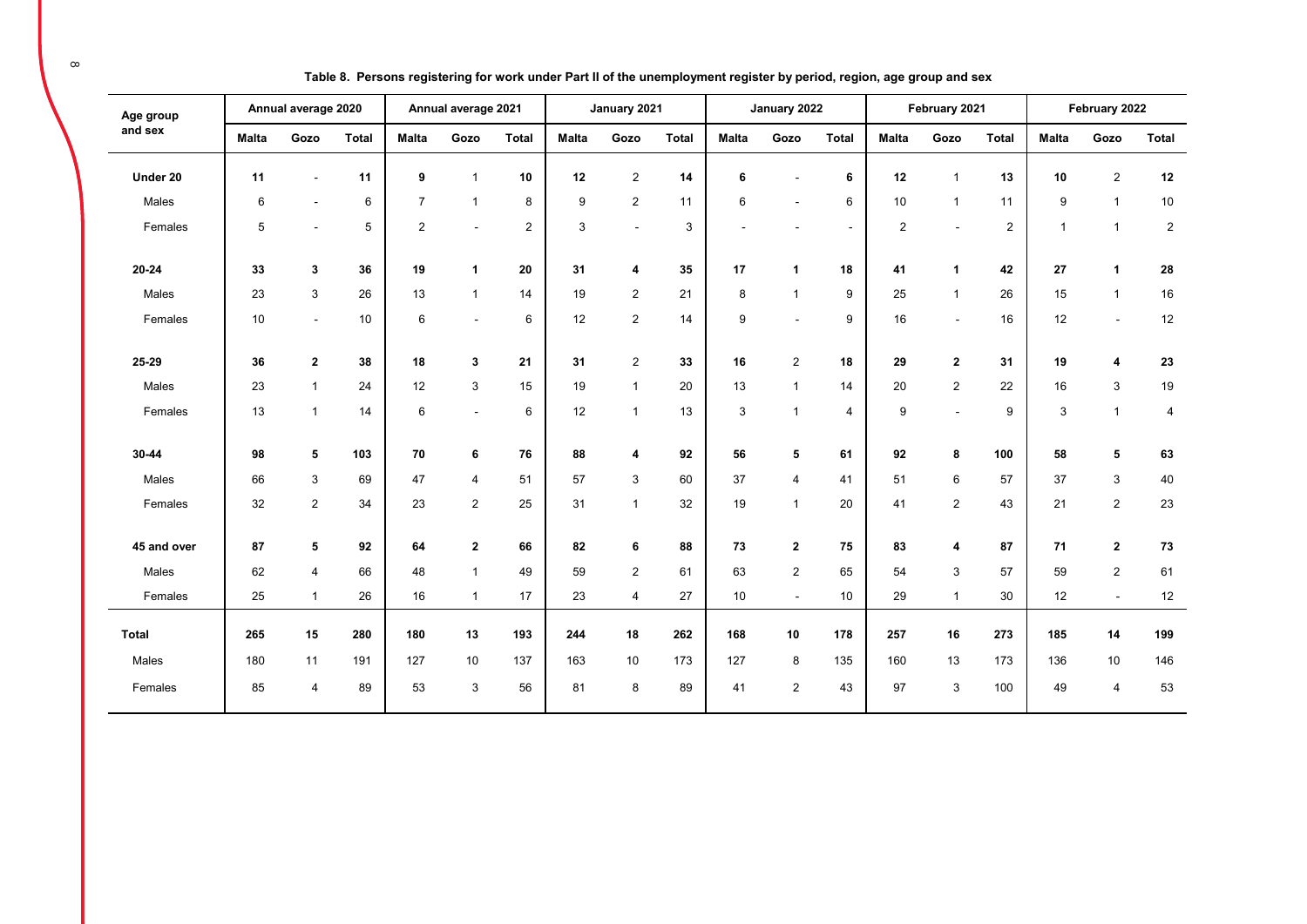**Table 8. Persons registering for work under Part II of the unemployment register by period, region, age group and sex**

| Age group and sex | Annual average 2020 | | | Annual average 2021 | | | January 2021 | | | January 2022 | | | February 2021 | | | February 2022 | | |
|---|---|---|---|---|---|---|---|---|---|---|---|---|---|---|---|---|---|---|
| | Malta | Gozo | Total | Malta | Gozo | Total | Malta | Gozo | Total | Malta | Gozo | Total | Malta | Gozo | Total | Malta | Gozo | Total |
| **Under 20** | **11** | - | **11** | **9** | 1 | **10** | **12** | 2 | **14** | **6** | - | **6** | **12** | 1 | **13** | **10** | 2 | **12** |
| Males | 6 | - | 6 | 7 | 1 | 8 | 9 | 2 | 11 | 6 | - | 6 | 10 | 1 | 11 | 9 | 1 | 10 |
| Females | 5 | - | 5 | 2 | - | 2 | 3 | - | 3 | - | - | - | 2 | - | 2 | 1 | 1 | 2 |
| **20-24** | **33** | **3** | **36** | **19** | **1** | **20** | **31** | **4** | **35** | **17** | **1** | **18** | **41** | **1** | **42** | **27** | **1** | **28** |
| Males | 23 | 3 | 26 | 13 | 1 | 14 | 19 | 2 | 21 | 8 | 1 | 9 | 25 | 1 | 26 | 15 | 1 | 16 |
| Females | 10 | - | 10 | 6 | - | 6 | 12 | 2 | 14 | 9 | - | 9 | 16 | - | 16 | 12 | - | 12 |
| **25-29** | **36** | **2** | **38** | **18** | **3** | **21** | **31** | 2 | **33** | **16** | 2 | **18** | **29** | **2** | **31** | **19** | **4** | **23** |
| Males | 23 | 1 | 24 | 12 | 3 | 15 | 19 | 1 | 20 | 13 | 1 | 14 | 20 | 2 | 22 | 16 | 3 | 19 |
| Females | 13 | 1 | 14 | 6 | - | 6 | 12 | 1 | 13 | 3 | 1 | 4 | 9 | - | 9 | 3 | 1 | 4 |
| **30-44** | **98** | **5** | **103** | **70** | **6** | **76** | **88** | **4** | **92** | **56** | **5** | **61** | **92** | **8** | **100** | **58** | **5** | **63** |
| Males | 66 | 3 | 69 | 47 | 4 | 51 | 57 | 3 | 60 | 37 | 4 | 41 | 51 | 6 | 57 | 37 | 3 | 40 |
| Females | 32 | 2 | 34 | 23 | 2 | 25 | 31 | 1 | 32 | 19 | 1 | 20 | 41 | 2 | 43 | 21 | 2 | 23 |
| **45 and over** | **87** | **5** | **92** | **64** | **2** | **66** | **82** | **6** | **88** | **73** | **2** | **75** | **83** | **4** | **87** | **71** | **2** | **73** |
| Males | 62 | 4 | 66 | 48 | 1 | 49 | 59 | 2 | 61 | 63 | 2 | 65 | 54 | 3 | 57 | 59 | 2 | 61 |
| Females | 25 | 1 | 26 | 16 | 1 | 17 | 23 | 4 | 27 | 10 | - | 10 | 29 | 1 | 30 | 12 | - | 12 |
| **Total** | **265** | **15** | **280** | **180** | **13** | **193** | **244** | **18** | **262** | **168** | **10** | **178** | **257** | **16** | **273** | **185** | **14** | **199** |
| Males | 180 | 11 | 191 | 127 | 10 | 137 | 163 | 10 | 173 | 127 | 8 | 135 | 160 | 13 | 173 | 136 | 10 | 146 |
| Females | 85 | 4 | 89 | 53 | 3 | 56 | 81 | 8 | 89 | 41 | 2 | 43 | 97 | 3 | 100 | 49 | 4 | 53 |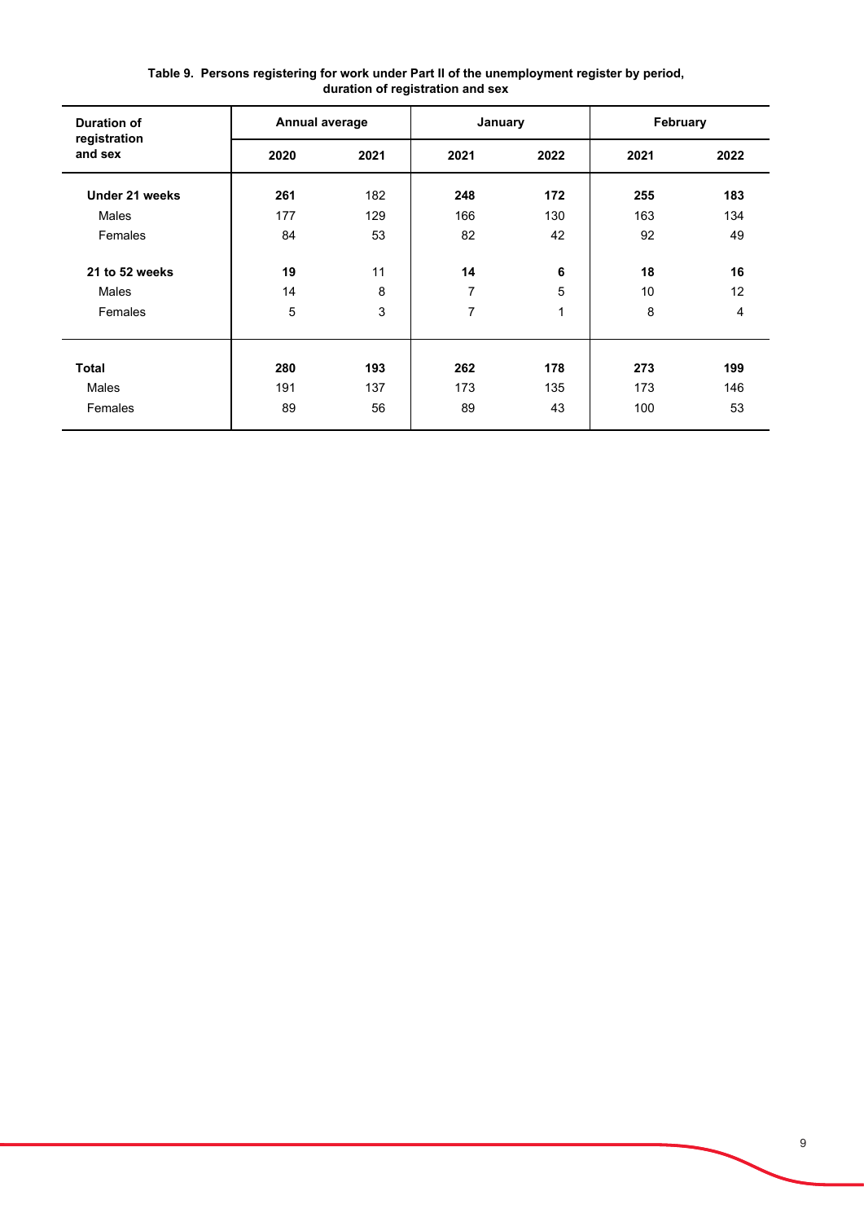**Table 9. Persons registering for work under Part II of the unemployment register by period, duration of registration and sex**

| Duration of registration and sex | Annual average | | January | | February | |
|---|---|---|---|---|---|---|
| | 2020 | 2021 | 2021 | 2022 | 2021 | 2022 |
| **Under 21 weeks** | **261** | 182 | **248** | **172** | **255** | **183** |
| Males | 177 | 129 | 166 | 130 | 163 | 134 |
| Females | 84 | 53 | 82 | 42 | 92 | 49 |
| **21 to 52 weeks** | **19** | 11 | **14** | **6** | **18** | **16** |
| Males | 14 | 8 | 7 | 5 | 10 | 12 |
| Females | 5 | 3 | 7 | 1 | 8 | 4 |
| **Total** | **280** | **193** | **262** | **178** | **273** | **199** |
| Males | 191 | 137 | 173 | 135 | 173 | 146 |
| Females | 89 | 56 | 89 | 43 | 100 | 53 |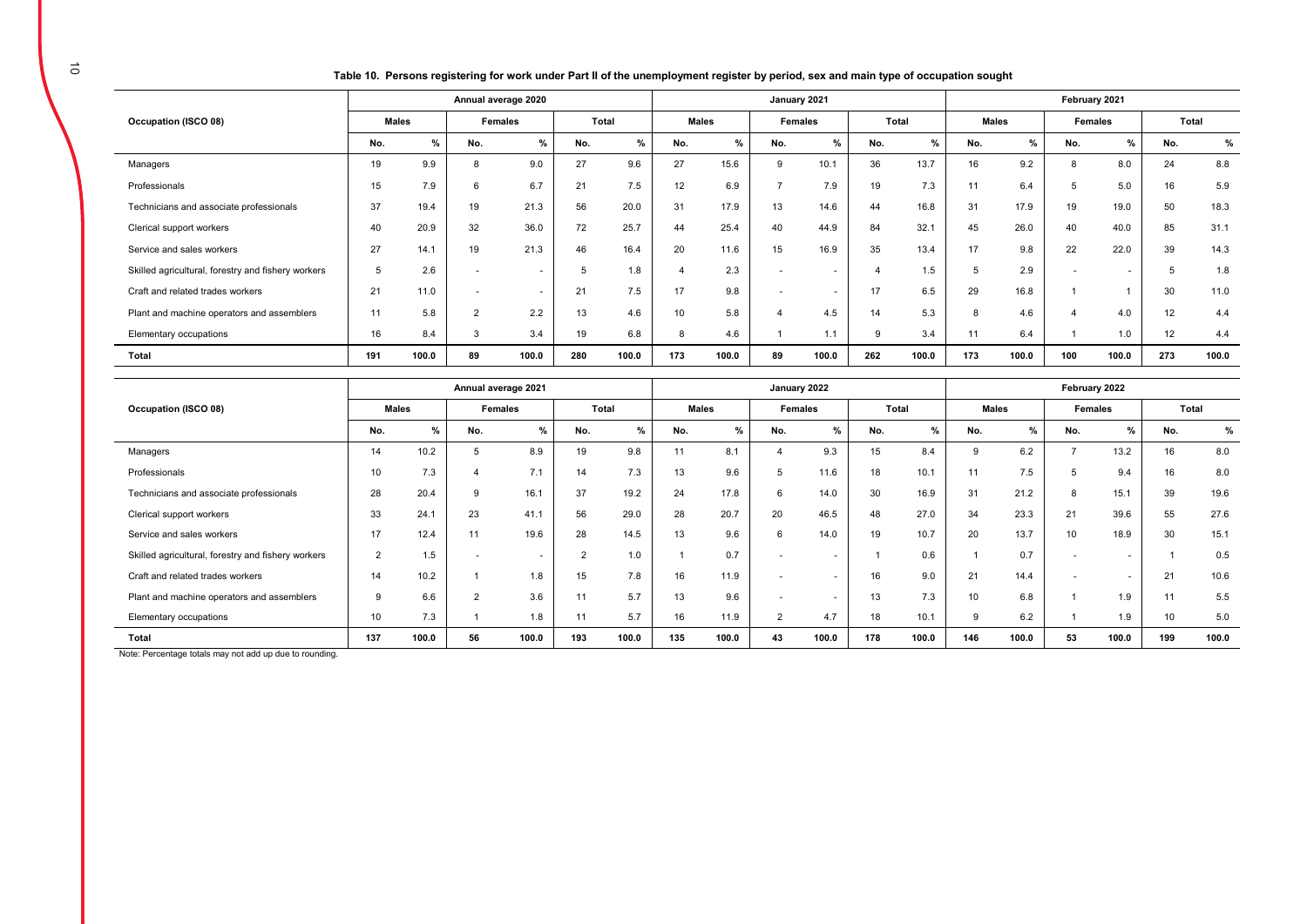**Table 10. Persons registering for work under Part II of the unemployment register by period, sex and main type of occupation sought**

| Occupation (ISCO 08) | Annual average 2020 | | | | | | January 2021 | | | | | | February 2021 | | | | | |
|---|---|---|---|---|---|---|---|---|---|---|---|---|---|---|---|---|---|---|
| | Males | | Females | | Total | | Males | | Females | | Total | | Males | | Females | | Total | |
| | No. | % | No. | % | No. | % | No. | % | No. | % | No. | % | No. | % | No. | % | No. | % |
| Managers | 19 | 9.9 | 8 | 9.0 | 27 | 9.6 | 27 | 15.6 | 9 | 10.1 | 36 | 13.7 | 16 | 9.2 | 8 | 8.0 | 24 | 8.8 |
| Professionals | 15 | 7.9 | 6 | 6.7 | 21 | 7.5 | 12 | 6.9 | 7 | 7.9 | 19 | 7.3 | 11 | 6.4 | 5 | 5.0 | 16 | 5.9 |
| Technicians and associate professionals | 37 | 19.4 | 19 | 21.3 | 56 | 20.0 | 31 | 17.9 | 13 | 14.6 | 44 | 16.8 | 31 | 17.9 | 19 | 19.0 | 50 | 18.3 |
| Clerical support workers | 40 | 20.9 | 32 | 36.0 | 72 | 25.7 | 44 | 25.4 | 40 | 44.9 | 84 | 32.1 | 45 | 26.0 | 40 | 40.0 | 85 | 31.1 |
| Service and sales workers | 27 | 14.1 | 19 | 21.3 | 46 | 16.4 | 20 | 11.6 | 15 | 16.9 | 35 | 13.4 | 17 | 9.8 | 22 | 22.0 | 39 | 14.3 |
| Skilled agricultural, forestry and fishery workers | 5 | 2.6 | - | - | 5 | 1.8 | 4 | 2.3 | - | - | 4 | 1.5 | 5 | 2.9 | - | - | 5 | 1.8 |
| Craft and related trades workers | 21 | 11.0 | - | - | 21 | 7.5 | 17 | 9.8 | - | - | 17 | 6.5 | 29 | 16.8 | 1 | 1 | 30 | 11.0 |
| Plant and machine operators and assemblers | 11 | 5.8 | 2 | 2.2 | 13 | 4.6 | 10 | 5.8 | 4 | 4.5 | 14 | 5.3 | 8 | 4.6 | 4 | 4.0 | 12 | 4.4 |
| Elementary occupations | 16 | 8.4 | 3 | 3.4 | 19 | 6.8 | 8 | 4.6 | 1 | 1.1 | 9 | 3.4 | 11 | 6.4 | 1 | 1.0 | 12 | 4.4 |
| **Total** | **191** | **100.0** | **89** | **100.0** | **280** | **100.0** | **173** | **100.0** | **89** | **100.0** | **262** | **100.0** | **173** | **100.0** | **100** | **100.0** | **273** | **100.0** |

| Occupation (ISCO 08) | Annual average 2021 | | | | | | January 2022 | | | | | | February 2022 | | | | | |
|---|---|---|---|---|---|---|---|---|---|---|---|---|---|---|---|---|---|---|
| | Males | | Females | | Total | | Males | | Females | | Total | | Males | | Females | | Total | |
| | No. | % | No. | % | No. | % | No. | % | No. | % | No. | % | No. | % | No. | % | No. | % |
| Managers | 14 | 10.2 | 5 | 8.9 | 19 | 9.8 | 11 | 8.1 | 4 | 9.3 | 15 | 8.4 | 9 | 6.2 | 7 | 13.2 | 16 | 8.0 |
| Professionals | 10 | 7.3 | 4 | 7.1 | 14 | 7.3 | 13 | 9.6 | 5 | 11.6 | 18 | 10.1 | 11 | 7.5 | 5 | 9.4 | 16 | 8.0 |
| Technicians and associate professionals | 28 | 20.4 | 9 | 16.1 | 37 | 19.2 | 24 | 17.8 | 6 | 14.0 | 30 | 16.9 | 31 | 21.2 | 8 | 15.1 | 39 | 19.6 |
| Clerical support workers | 33 | 24.1 | 23 | 41.1 | 56 | 29.0 | 28 | 20.7 | 20 | 46.5 | 48 | 27.0 | 34 | 23.3 | 21 | 39.6 | 55 | 27.6 |
| Service and sales workers | 17 | 12.4 | 11 | 19.6 | 28 | 14.5 | 13 | 9.6 | 6 | 14.0 | 19 | 10.7 | 20 | 13.7 | 10 | 18.9 | 30 | 15.1 |
| Skilled agricultural, forestry and fishery workers | 2 | 1.5 | - | - | 2 | 1.0 | 1 | 0.7 | - | - | 1 | 0.6 | 1 | 0.7 | - | - | 1 | 0.5 |
| Craft and related trades workers | 14 | 10.2 | 1 | 1.8 | 15 | 7.8 | 16 | 11.9 | - | - | 16 | 9.0 | 21 | 14.4 | - | - | 21 | 10.6 |
| Plant and machine operators and assemblers | 9 | 6.6 | 2 | 3.6 | 11 | 5.7 | 13 | 9.6 | - | - | 13 | 7.3 | 10 | 6.8 | 1 | 1.9 | 11 | 5.5 |
| Elementary occupations | 10 | 7.3 | 1 | 1.8 | 11 | 5.7 | 16 | 11.9 | 2 | 4.7 | 18 | 10.1 | 9 | 6.2 | 1 | 1.9 | 10 | 5.0 |
| **Total** | **137** | **100.0** | **56** | **100.0** | **193** | **100.0** | **135** | **100.0** | **43** | **100.0** | **178** | **100.0** | **146** | **100.0** | **53** | **100.0** | **199** | **100.0** |

Note: Percentage totals may not add up due to rounding.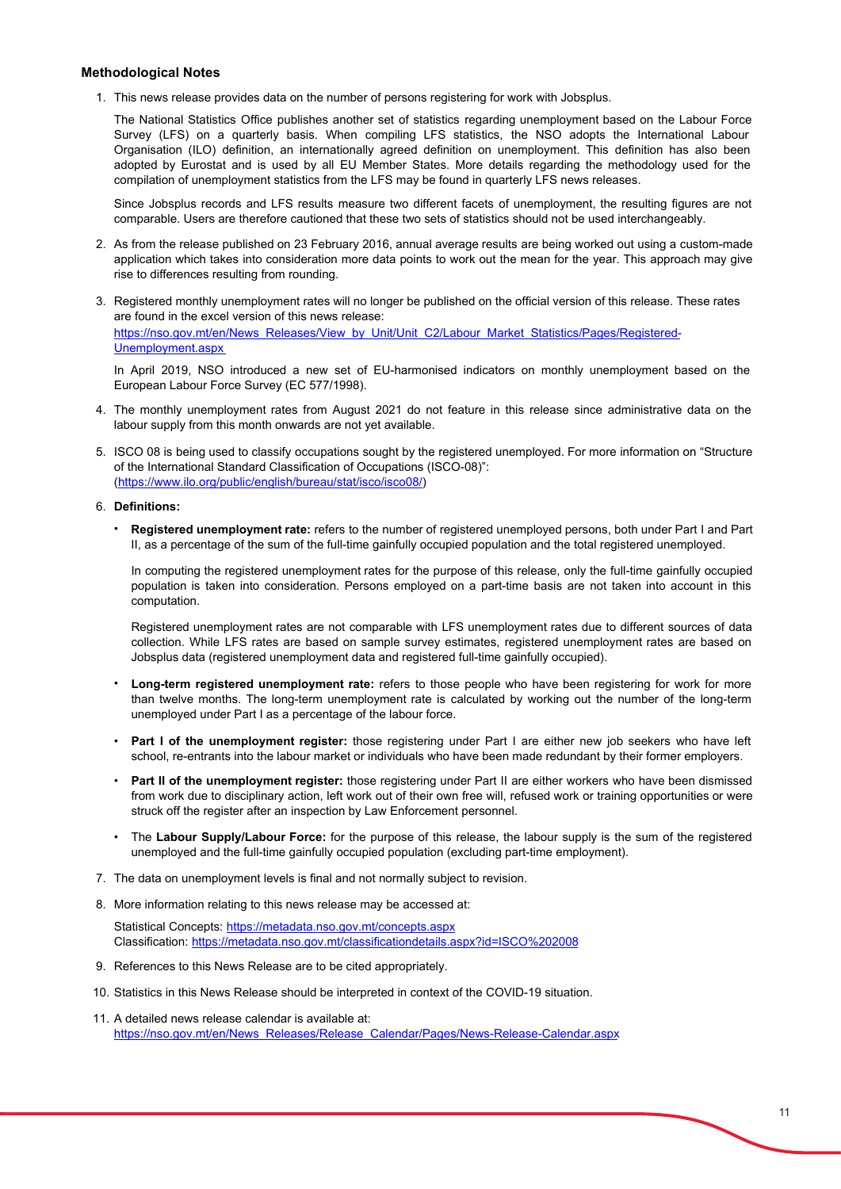### Methodological Notes

1. This news release provides data on the number of persons registering for work with Jobsplus.

   The National Statistics Office publishes another set of statistics regarding unemployment based on the Labour Force Survey (LFS) on a quarterly basis. When compiling LFS statistics, the NSO adopts the International Labour Organisation (ILO) definition, an internationally agreed definition on unemployment. This definition has also been adopted by Eurostat and is used by all EU Member States. More details regarding the methodology used for the compilation of unemployment statistics from the LFS may be found in quarterly LFS news releases.

   Since Jobsplus records and LFS results measure two different facets of unemployment, the resulting figures are not comparable. Users are therefore cautioned that these two sets of statistics should not be used interchangeably.

2. As from the release published on 23 February 2016, annual average results are being worked out using a custom-made application which takes into consideration more data points to work out the mean for the year. This approach may give rise to differences resulting from rounding.

3. Registered monthly unemployment rates will no longer be published on the official version of this release. These rates are found in the excel version of this news release:
   https://nso.gov.mt/en/News_Releases/View_by_Unit/Unit_C2/Labour_Market_Statistics/Pages/Registered-Unemployment.aspx

   In April 2019, NSO introduced a new set of EU-harmonised indicators on monthly unemployment based on the European Labour Force Survey (EC 577/1998).

4. The monthly unemployment rates from August 2021 do not feature in this release since administrative data on the labour supply from this month onwards are not yet available.

5. ISCO 08 is being used to classify occupations sought by the registered unemployed. For more information on "Structure of the International Standard Classification of Occupations (ISCO-08)": (https://www.ilo.org/public/english/bureau/stat/isco/isco08/)

6. **Definitions:**

   - **Registered unemployment rate:** refers to the number of registered unemployed persons, both under Part I and Part II, as a percentage of the sum of the full-time gainfully occupied population and the total registered unemployed.

     In computing the registered unemployment rates for the purpose of this release, only the full-time gainfully occupied population is taken into consideration. Persons employed on a part-time basis are not taken into account in this computation.

     Registered unemployment rates are not comparable with LFS unemployment rates due to different sources of data collection. While LFS rates are based on sample survey estimates, registered unemployment rates are based on Jobsplus data (registered unemployment data and registered full-time gainfully occupied).

   - **Long-term registered unemployment rate:** refers to those people who have been registering for work for more than twelve months. The long-term unemployment rate is calculated by working out the number of the long-term unemployed under Part I as a percentage of the labour force.

   - **Part I of the unemployment register:** those registering under Part I are either new job seekers who have left school, re-entrants into the labour market or individuals who have been made redundant by their former employers.

   - **Part II of the unemployment register:** those registering under Part II are either workers who have been dismissed from work due to disciplinary action, left work out of their own free will, refused work or training opportunities or were struck off the register after an inspection by Law Enforcement personnel.

   - The **Labour Supply/Labour Force:** for the purpose of this release, the labour supply is the sum of the registered unemployed and the full-time gainfully occupied population (excluding part-time employment).

7. The data on unemployment levels is final and not normally subject to revision.

8. More information relating to this news release may be accessed at:

   Statistical Concepts: https://metadata.nso.gov.mt/concepts.aspx
   Classification: https://metadata.nso.gov.mt/classificationdetails.aspx?id=ISCO%202008

9. References to this News Release are to be cited appropriately.

10. Statistics in this News Release should be interpreted in context of the COVID-19 situation.

11. A detailed news release calendar is available at:
    https://nso.gov.mt/en/News_Releases/Release_Calendar/Pages/News-Release-Calendar.aspx